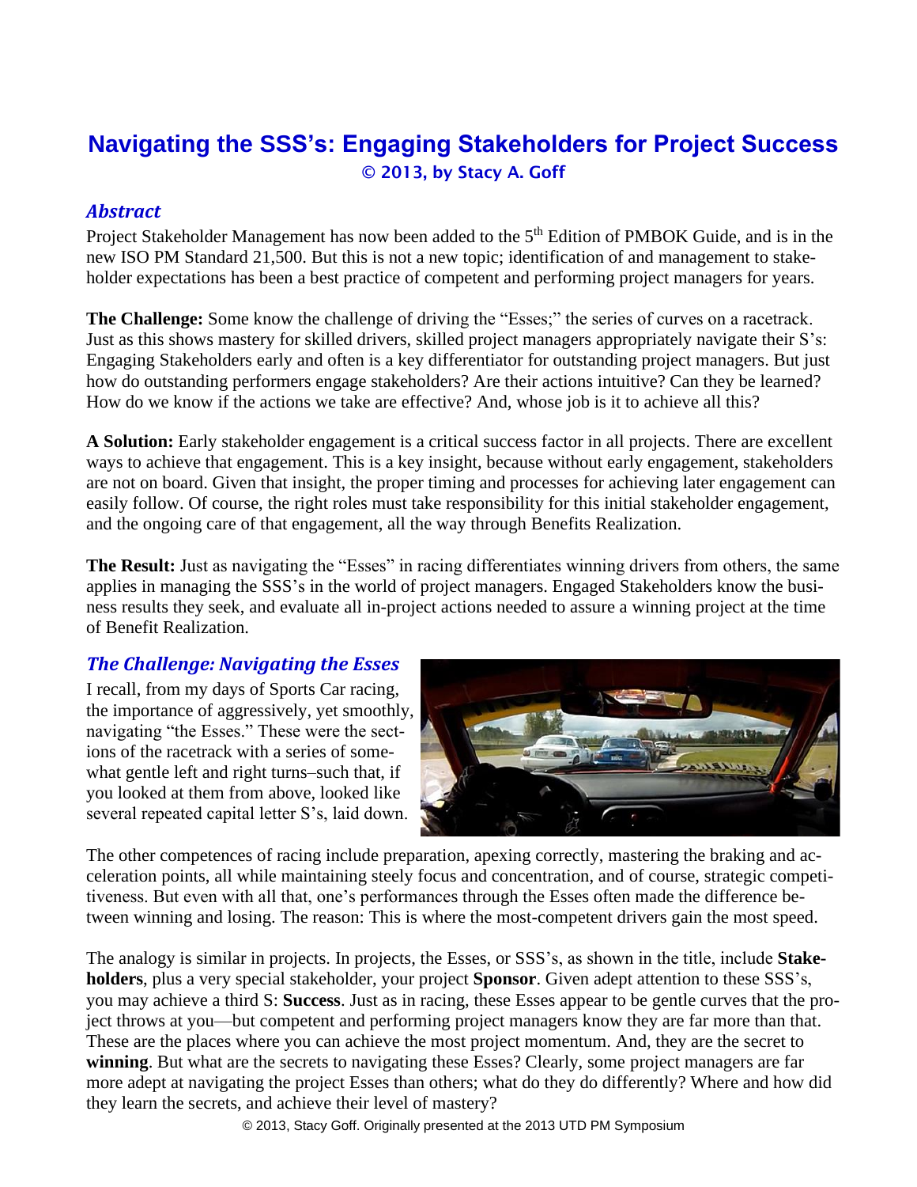# Navigating the SSS's: Engaging Stakeholders for Project Success

**© 2013, by Stacy A. Goff**

## *Abstract*

Project Stakeholder Management has now been added to the 5th Edition of PMBOK Guide, and is in the new ISO PM Standard 21,500. But this is not a new topic; identification of and management to stakeholder expectations has been a best practice of competent and performing project managers for years.

**The Challenge:** Some know the challenge of driving the "Esses;" the series of curves on a racetrack. Just as this shows mastery for skilled drivers, skilled project managers appropriately navigate their S's: Engaging Stakeholders early and often is a key differentiator for outstanding project managers. But just how do outstanding performers engage stakeholders? Are their actions intuitive? Can they be learned? How do we know if the actions we take are effective? And, whose job is it to achieve all this?

**A Solution:** Early stakeholder engagement is a critical success factor in all projects. There are excellent ways to achieve that engagement. This is a key insight, because without early engagement, stakeholders are not on board. Given that insight, the proper timing and processes for achieving later engagement can easily follow. Of course, the right roles must take responsibility for this initial stakeholder engagement, and the ongoing care of that engagement, all the way through Benefits Realization.

**The Result:** Just as navigating the "Esses" in racing differentiates winning drivers from others, the same applies in managing the SSS's in the world of project managers. Engaged Stakeholders know the business results they seek, and evaluate all in-project actions needed to assure a winning project at the time of Benefit Realization.

## *The Challenge: Navigating the Esses*

I recall, from my days of Sports Car racing, the importance of aggressively, yet smoothly, navigating "the Esses." These were the sections of the racetrack with a series of somewhat gentle left and right turns–such that, if you looked at them from above, looked like several repeated capital letter S's, laid down.

The other competences of racing include preparation, apexing correctly, mastering the braking and acceleration points, all while maintaining steely focus and concentration, and of course, strategic competitiveness. But even with all that, one's performances through the Esses often made the difference between winning and losing. The reason: This is where the most-competent drivers gain the most speed.

The analogy is similar in projects. In projects, the Esses, or SSS's, as shown in the title, include **Stakeholders**, plus a very special stakeholder, your project **Sponsor**. Given adept attention to these SSS's, you may achieve a third S: **Success**. Just as in racing, these Esses appear to be gentle curves that the project throws at you—but competent and performing project managers know they are far more than that. These are the places where you can achieve the most project momentum. And, they are the secret to **winning**. But what are the secrets to navigating these Esses? Clearly, some project managers are far more adept at navigating the project Esses than others; what do they do differently? Where and how did they learn the secrets, and achieve their level of mastery?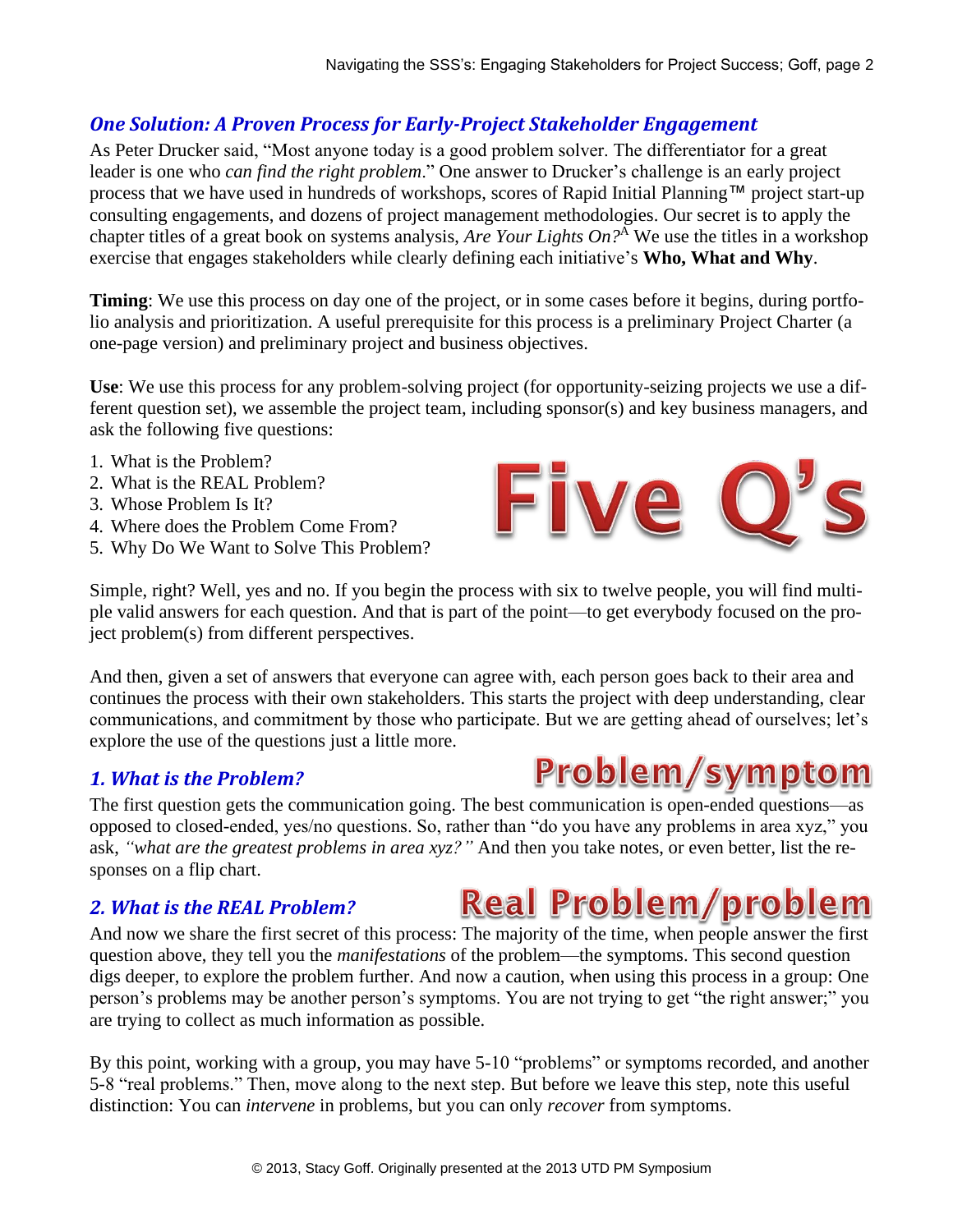## *One Solution: A Proven Process for Early-Project Stakeholder Engagement*

As Peter Drucker said, "Most anyone today is a good problem solver. The differentiator for a great leader is one who *can find the right problem*." One answer to Drucker's challenge is an early project process that we have used in hundreds of workshops, scores of Rapid Initial Planning™ project start-up consulting engagements, and dozens of project management methodologies. Our secret is to apply the chapter titles of a great book on systems analysis, *Are Your Lights On?*[A] We use the titles in a workshop exercise that engages stakeholders while clearly defining each initiative's **Who, What and Why**.

**Timing**: We use this process on day one of the project, or in some cases before it begins, during portfolio analysis and prioritization. A useful prerequisite for this process is a preliminary Project Charter (a one-page version) and preliminary project and business objectives.

**Use**: We use this process for any problem-solving project (for opportunity-seizing projects we use a different question set), we assemble the project team, including sponsor(s) and key business managers, and ask the following five questions:

1. What is the Problem?
2. What is the REAL Problem?
3. Whose Problem Is It?
4. Where does the Problem Come From?
5. Why Do We Want to Solve This Problem?

Five Q's

Simple, right? Well, yes and no. If you begin the process with six to twelve people, you will find multiple valid answers for each question. And that is part of the point—to get everybody focused on the project problem(s) from different perspectives.

And then, given a set of answers that everyone can agree with, each person goes back to their area and continues the process with their own stakeholders. This starts the project with deep understanding, clear communications, and commitment by those who participate. But we are getting ahead of ourselves; let's explore the use of the questions just a little more.

### *1. What is the Problem?*

Problem/symptom

The first question gets the communication going. The best communication is open-ended questions—as opposed to closed-ended, yes/no questions. So, rather than "do you have any problems in area xyz," you ask, *"what are the greatest problems in area xyz?"* And then you take notes, or even better, list the responses on a flip chart.

### *2. What is the REAL Problem?*

Real Problem/problem

And now we share the first secret of this process: The majority of the time, when people answer the first question above, they tell you the *manifestations* of the problem—the symptoms. This second question digs deeper, to explore the problem further. And now a caution, when using this process in a group: One person's problems may be another person's symptoms. You are not trying to get "the right answer;" you are trying to collect as much information as possible.

By this point, working with a group, you may have 5-10 "problems" or symptoms recorded, and another 5-8 "real problems." Then, move along to the next step. But before we leave this step, note this useful distinction: You can *intervene* in problems, but you can only *recover* from symptoms.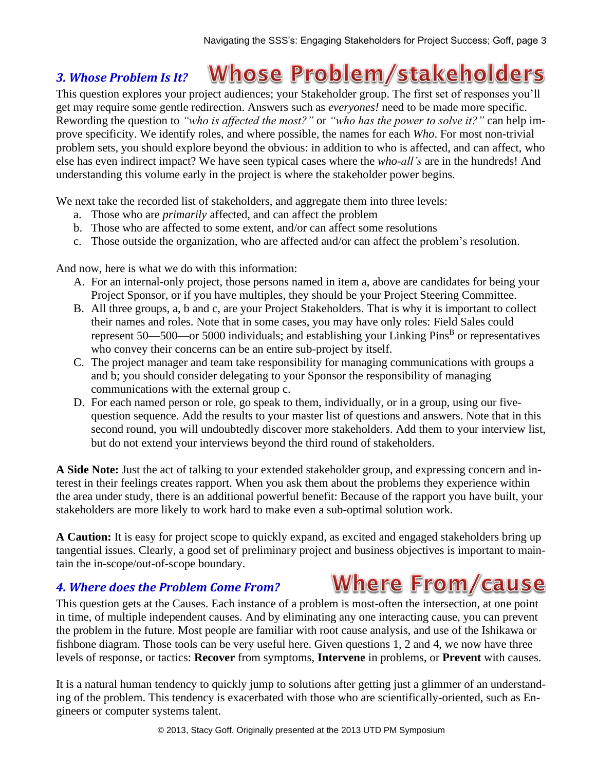## *3. Whose Problem Is It?* Whose Problem/stakeholders

This question explores your project audiences; your Stakeholder group. The first set of responses you'll get may require some gentle redirection. Answers such as *everyones!* need to be made more specific. Rewording the question to *"who is affected the most?"* or *"who has the power to solve it?"* can help improve specificity. We identify roles, and where possible, the names for each *Who*. For most non-trivial problem sets, you should explore beyond the obvious: in addition to who is affected, and can affect, who else has even indirect impact? We have seen typical cases where the *who-all's* are in the hundreds! And understanding this volume early in the project is where the stakeholder power begins.

We next take the recorded list of stakeholders, and aggregate them into three levels:

a. Those who are *primarily* affected, and can affect the problem
b. Those who are affected to some extent, and/or can affect some resolutions
c. Those outside the organization, who are affected and/or can affect the problem's resolution.

And now, here is what we do with this information:

A. For an internal-only project, those persons named in item a, above are candidates for being your Project Sponsor, or if you have multiples, they should be your Project Steering Committee.
B. All three groups, a, b and c, are your Project Stakeholders. That is why it is important to collect their names and roles. Note that in some cases, you may have only roles: Field Sales could represent 50—500—or 5000 individuals; and establishing your Linking Pins[B] or representatives who convey their concerns can be an entire sub-project by itself.
C. The project manager and team take responsibility for managing communications with groups a and b; you should consider delegating to your Sponsor the responsibility of managing communications with the external group c.
D. For each named person or role, go speak to them, individually, or in a group, using our five-question sequence. Add the results to your master list of questions and answers. Note that in this second round, you will undoubtedly discover more stakeholders. Add them to your interview list, but do not extend your interviews beyond the third round of stakeholders.

**A Side Note:** Just the act of talking to your extended stakeholder group, and expressing concern and interest in their feelings creates rapport. When you ask them about the problems they experience within the area under study, there is an additional powerful benefit: Because of the rapport you have built, your stakeholders are more likely to work hard to make even a sub-optimal solution work.

**A Caution:** It is easy for project scope to quickly expand, as excited and engaged stakeholders bring up tangential issues. Clearly, a good set of preliminary project and business objectives is important to maintain the in-scope/out-of-scope boundary.

## *4. Where does the Problem Come From?* Where From/cause

This question gets at the Causes. Each instance of a problem is most-often the intersection, at one point in time, of multiple independent causes. And by eliminating any one interacting cause, you can prevent the problem in the future. Most people are familiar with root cause analysis, and use of the Ishikawa or fishbone diagram. Those tools can be very useful here. Given questions 1, 2 and 4, we now have three levels of response, or tactics: **Recover** from symptoms, **Intervene** in problems, or **Prevent** with causes.

It is a natural human tendency to quickly jump to solutions after getting just a glimmer of an understanding of the problem. This tendency is exacerbated with those who are scientifically-oriented, such as Engineers or computer systems talent.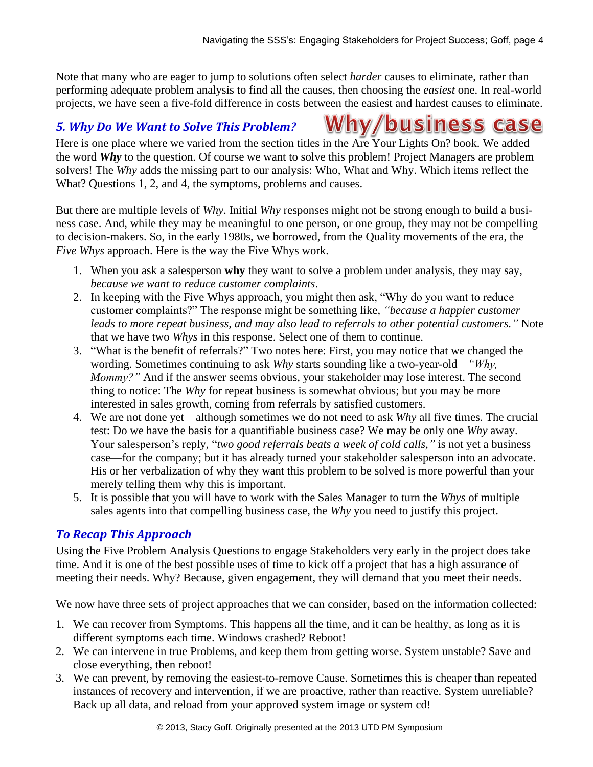Note that many who are eager to jump to solutions often select *harder* causes to eliminate, rather than performing adequate problem analysis to find all the causes, then choosing the *easiest* one. In real-world projects, we have seen a five-fold difference in costs between the easiest and hardest causes to eliminate.

### *5. Why Do We Want to Solve This Problem?*

**Why/business case**

Here is one place where we varied from the section titles in the Are Your Lights On? book. We added the word ***Why*** to the question. Of course we want to solve this problem! Project Managers are problem solvers! The *Why* adds the missing part to our analysis: Who, What and Why. Which items reflect the What? Questions 1, 2, and 4, the symptoms, problems and causes.

But there are multiple levels of *Why*. Initial *Why* responses might not be strong enough to build a business case. And, while they may be meaningful to one person, or one group, they may not be compelling to decision-makers. So, in the early 1980s, we borrowed, from the Quality movements of the era, the *Five Whys* approach. Here is the way the Five Whys work.

1. When you ask a salesperson **why** they want to solve a problem under analysis, they may say, *because we want to reduce customer complaints*.
2. In keeping with the Five Whys approach, you might then ask, "Why do you want to reduce customer complaints?" The response might be something like, *"because a happier customer leads to more repeat business, and may also lead to referrals to other potential customers."* Note that we have two *Whys* in this response. Select one of them to continue.
3. "What is the benefit of referrals?" Two notes here: First, you may notice that we changed the wording. Sometimes continuing to ask *Why* starts sounding like a two-year-old—*"Why, Mommy?"* And if the answer seems obvious, your stakeholder may lose interest. The second thing to notice: The *Why* for repeat business is somewhat obvious; but you may be more interested in sales growth, coming from referrals by satisfied customers.
4. We are not done yet—although sometimes we do not need to ask *Why* all five times. The crucial test: Do we have the basis for a quantifiable business case? We may be only one *Why* away. Your salesperson's reply, "*two good referrals beats a week of cold calls,"* is not yet a business case—for the company; but it has already turned your stakeholder salesperson into an advocate. His or her verbalization of why they want this problem to be solved is more powerful than your merely telling them why this is important.
5. It is possible that you will have to work with the Sales Manager to turn the *Whys* of multiple sales agents into that compelling business case, the *Why* you need to justify this project.

### *To Recap This Approach*

Using the Five Problem Analysis Questions to engage Stakeholders very early in the project does take time. And it is one of the best possible uses of time to kick off a project that has a high assurance of meeting their needs. Why? Because, given engagement, they will demand that you meet their needs.

We now have three sets of project approaches that we can consider, based on the information collected:

1. We can recover from Symptoms. This happens all the time, and it can be healthy, as long as it is different symptoms each time. Windows crashed? Reboot!
2. We can intervene in true Problems, and keep them from getting worse. System unstable? Save and close everything, then reboot!
3. We can prevent, by removing the easiest-to-remove Cause. Sometimes this is cheaper than repeated instances of recovery and intervention, if we are proactive, rather than reactive. System unreliable? Back up all data, and reload from your approved system image or system cd!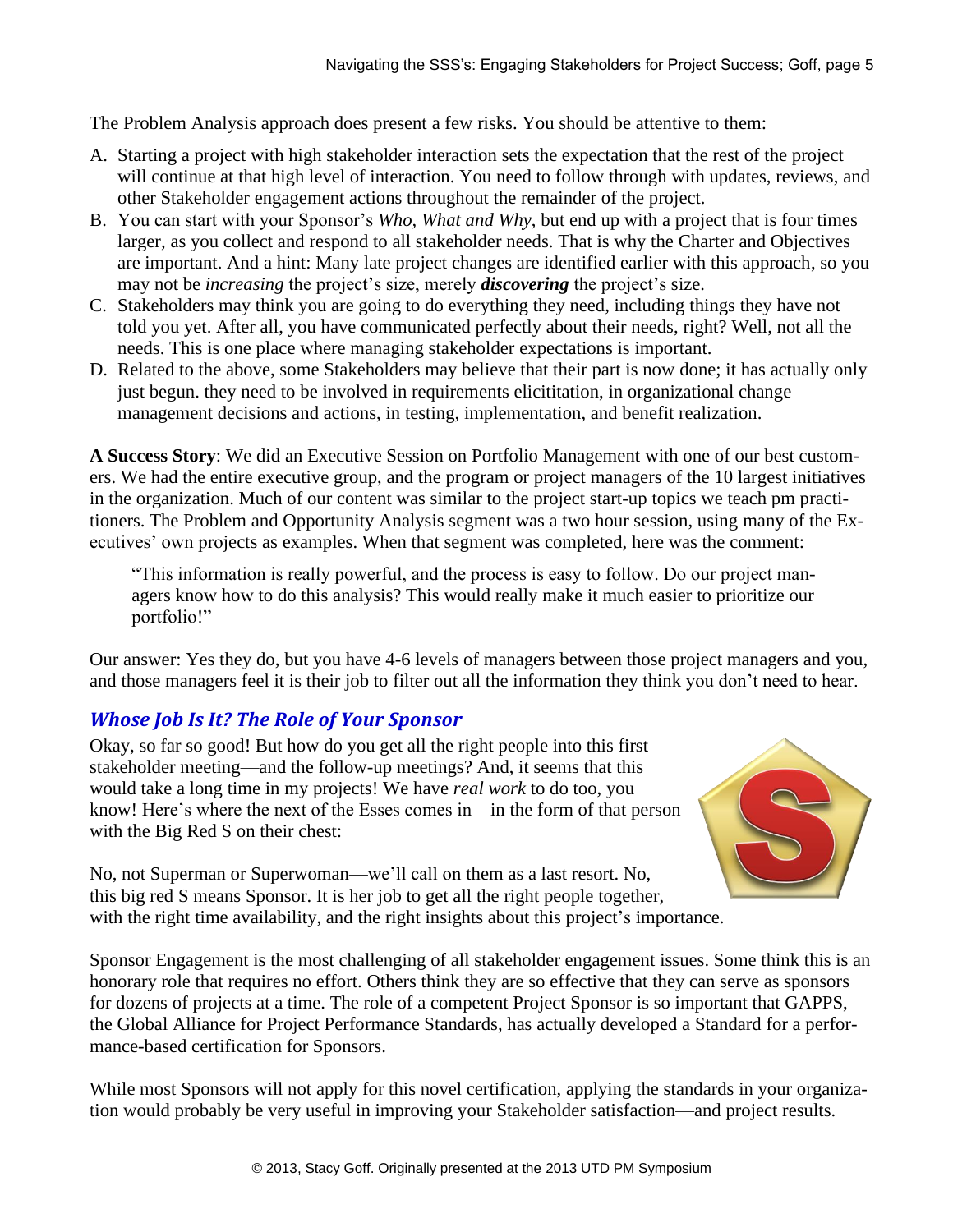The Problem Analysis approach does present a few risks. You should be attentive to them:

A. Starting a project with high stakeholder interaction sets the expectation that the rest of the project will continue at that high level of interaction. You need to follow through with updates, reviews, and other Stakeholder engagement actions throughout the remainder of the project.
B. You can start with your Sponsor's *Who, What and Why*, but end up with a project that is four times larger, as you collect and respond to all stakeholder needs. That is why the Charter and Objectives are important. And a hint: Many late project changes are identified earlier with this approach, so you may not be *increasing* the project's size, merely ***discovering*** the project's size.
C. Stakeholders may think you are going to do everything they need, including things they have not told you yet. After all, you have communicated perfectly about their needs, right? Well, not all the needs. This is one place where managing stakeholder expectations is important.
D. Related to the above, some Stakeholders may believe that their part is now done; it has actually only just begun. they need to be involved in requirements elicititation, in organizational change management decisions and actions, in testing, implementation, and benefit realization.

**A Success Story**: We did an Executive Session on Portfolio Management with one of our best customers. We had the entire executive group, and the program or project managers of the 10 largest initiatives in the organization. Much of our content was similar to the project start-up topics we teach pm practitioners. The Problem and Opportunity Analysis segment was a two hour session, using many of the Executives' own projects as examples. When that segment was completed, here was the comment:

> "This information is really powerful, and the process is easy to follow. Do our project managers know how to do this analysis? This would really make it much easier to prioritize our portfolio!"

Our answer: Yes they do, but you have 4-6 levels of managers between those project managers and you, and those managers feel it is their job to filter out all the information they think you don't need to hear.

## *Whose Job Is It? The Role of Your Sponsor*

Okay, so far so good! But how do you get all the right people into this first stakeholder meeting—and the follow-up meetings? And, it seems that this would take a long time in my projects! We have *real work* to do too, you know! Here's where the next of the Esses comes in—in the form of that person with the Big Red S on their chest:

No, not Superman or Superwoman—we'll call on them as a last resort. No, this big red S means Sponsor. It is her job to get all the right people together, with the right time availability, and the right insights about this project's importance.

Sponsor Engagement is the most challenging of all stakeholder engagement issues. Some think this is an honorary role that requires no effort. Others think they are so effective that they can serve as sponsors for dozens of projects at a time. The role of a competent Project Sponsor is so important that GAPPS, the Global Alliance for Project Performance Standards, has actually developed a Standard for a performance-based certification for Sponsors.

While most Sponsors will not apply for this novel certification, applying the standards in your organization would probably be very useful in improving your Stakeholder satisfaction—and project results.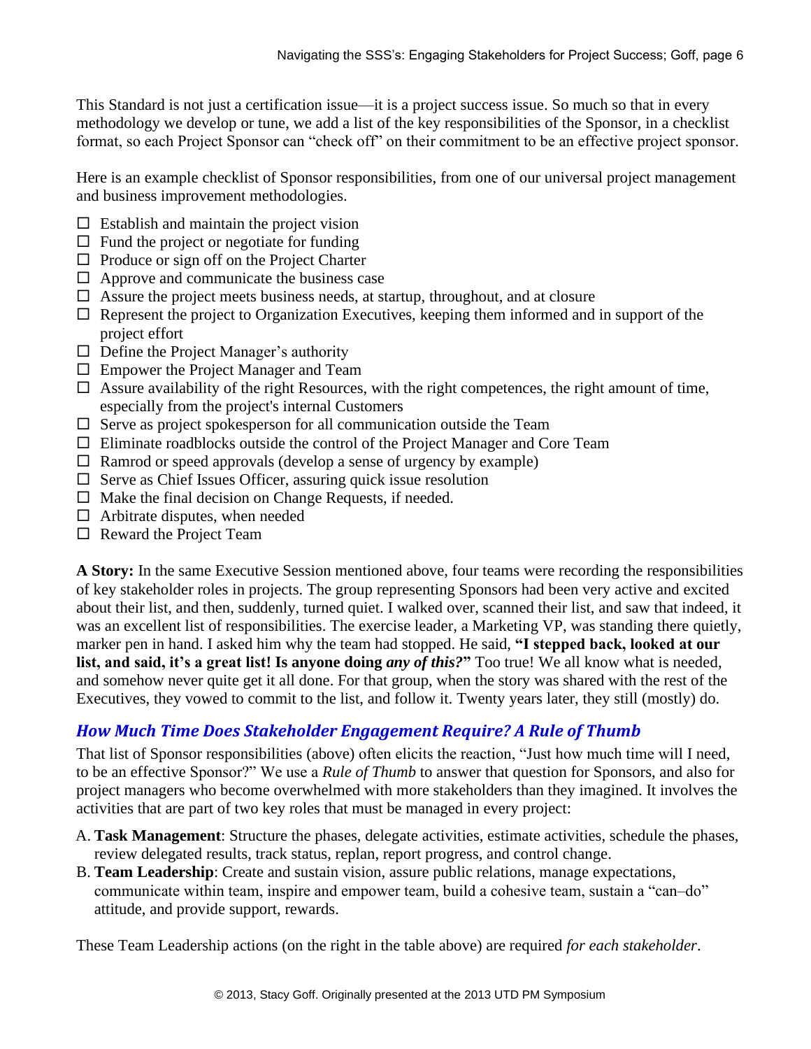This Standard is not just a certification issue—it is a project success issue. So much so that in every methodology we develop or tune, we add a list of the key responsibilities of the Sponsor, in a checklist format, so each Project Sponsor can "check off" on their commitment to be an effective project sponsor.

Here is an example checklist of Sponsor responsibilities, from one of our universal project management and business improvement methodologies.

- ☐ Establish and maintain the project vision
- ☐ Fund the project or negotiate for funding
- ☐ Produce or sign off on the Project Charter
- ☐ Approve and communicate the business case
- ☐ Assure the project meets business needs, at startup, throughout, and at closure
- ☐ Represent the project to Organization Executives, keeping them informed and in support of the project effort
- ☐ Define the Project Manager's authority
- ☐ Empower the Project Manager and Team
- ☐ Assure availability of the right Resources, with the right competences, the right amount of time, especially from the project's internal Customers
- ☐ Serve as project spokesperson for all communication outside the Team
- ☐ Eliminate roadblocks outside the control of the Project Manager and Core Team
- ☐ Ramrod or speed approvals (develop a sense of urgency by example)
- ☐ Serve as Chief Issues Officer, assuring quick issue resolution
- ☐ Make the final decision on Change Requests, if needed.
- ☐ Arbitrate disputes, when needed
- ☐ Reward the Project Team

**A Story:** In the same Executive Session mentioned above, four teams were recording the responsibilities of key stakeholder roles in projects. The group representing Sponsors had been very active and excited about their list, and then, suddenly, turned quiet. I walked over, scanned their list, and saw that indeed, it was an excellent list of responsibilities. The exercise leader, a Marketing VP, was standing there quietly, marker pen in hand. I asked him why the team had stopped. He said, **"I stepped back, looked at our list, and said, it's a great list! Is anyone doing *any of this?*"** Too true! We all know what is needed, and somehow never quite get it all done. For that group, when the story was shared with the rest of the Executives, they vowed to commit to the list, and follow it. Twenty years later, they still (mostly) do.

## *How Much Time Does Stakeholder Engagement Require? A Rule of Thumb*

That list of Sponsor responsibilities (above) often elicits the reaction, "Just how much time will I need, to be an effective Sponsor?" We use a *Rule of Thumb* to answer that question for Sponsors, and also for project managers who become overwhelmed with more stakeholders than they imagined. It involves the activities that are part of two key roles that must be managed in every project:

A. **Task Management**: Structure the phases, delegate activities, estimate activities, schedule the phases, review delegated results, track status, replan, report progress, and control change.
B. **Team Leadership**: Create and sustain vision, assure public relations, manage expectations, communicate within team, inspire and empower team, build a cohesive team, sustain a "can–do" attitude, and provide support, rewards.

These Team Leadership actions (on the right in the table above) are required *for each stakeholder*.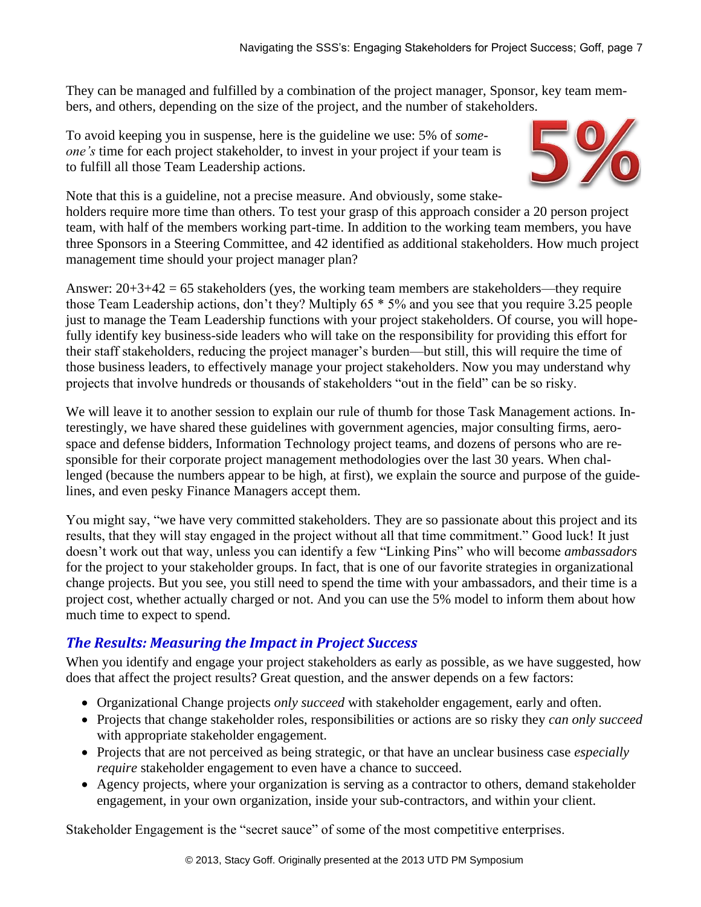They can be managed and fulfilled by a combination of the project manager, Sponsor, key team members, and others, depending on the size of the project, and the number of stakeholders.

To avoid keeping you in suspense, here is the guideline we use: 5% of *someone's* time for each project stakeholder, to invest in your project if your team is to fulfill all those Team Leadership actions.

5%

Note that this is a guideline, not a precise measure. And obviously, some stakeholders require more time than others. To test your grasp of this approach consider a 20 person project team, with half of the members working part-time. In addition to the working team members, you have three Sponsors in a Steering Committee, and 42 identified as additional stakeholders. How much project management time should your project manager plan?

Answer: 20+3+42 = 65 stakeholders (yes, the working team members are stakeholders—they require those Team Leadership actions, don't they? Multiply 65 * 5% and you see that you require 3.25 people just to manage the Team Leadership functions with your project stakeholders. Of course, you will hopefully identify key business-side leaders who will take on the responsibility for providing this effort for their staff stakeholders, reducing the project manager's burden—but still, this will require the time of those business leaders, to effectively manage your project stakeholders. Now you may understand why projects that involve hundreds or thousands of stakeholders "out in the field" can be so risky.

We will leave it to another session to explain our rule of thumb for those Task Management actions. Interestingly, we have shared these guidelines with government agencies, major consulting firms, aerospace and defense bidders, Information Technology project teams, and dozens of persons who are responsible for their corporate project management methodologies over the last 30 years. When challenged (because the numbers appear to be high, at first), we explain the source and purpose of the guidelines, and even pesky Finance Managers accept them.

You might say, "we have very committed stakeholders. They are so passionate about this project and its results, that they will stay engaged in the project without all that time commitment." Good luck! It just doesn't work out that way, unless you can identify a few "Linking Pins" who will become *ambassadors* for the project to your stakeholder groups. In fact, that is one of our favorite strategies in organizational change projects. But you see, you still need to spend the time with your ambassadors, and their time is a project cost, whether actually charged or not. And you can use the 5% model to inform them about how much time to expect to spend.

## The Results: Measuring the Impact in Project Success

When you identify and engage your project stakeholders as early as possible, as we have suggested, how does that affect the project results? Great question, and the answer depends on a few factors:

- Organizational Change projects *only succeed* with stakeholder engagement, early and often.
- Projects that change stakeholder roles, responsibilities or actions are so risky they *can only succeed* with appropriate stakeholder engagement.
- Projects that are not perceived as being strategic, or that have an unclear business case *especially require* stakeholder engagement to even have a chance to succeed.
- Agency projects, where your organization is serving as a contractor to others, demand stakeholder engagement, in your own organization, inside your sub-contractors, and within your client.

Stakeholder Engagement is the "secret sauce" of some of the most competitive enterprises.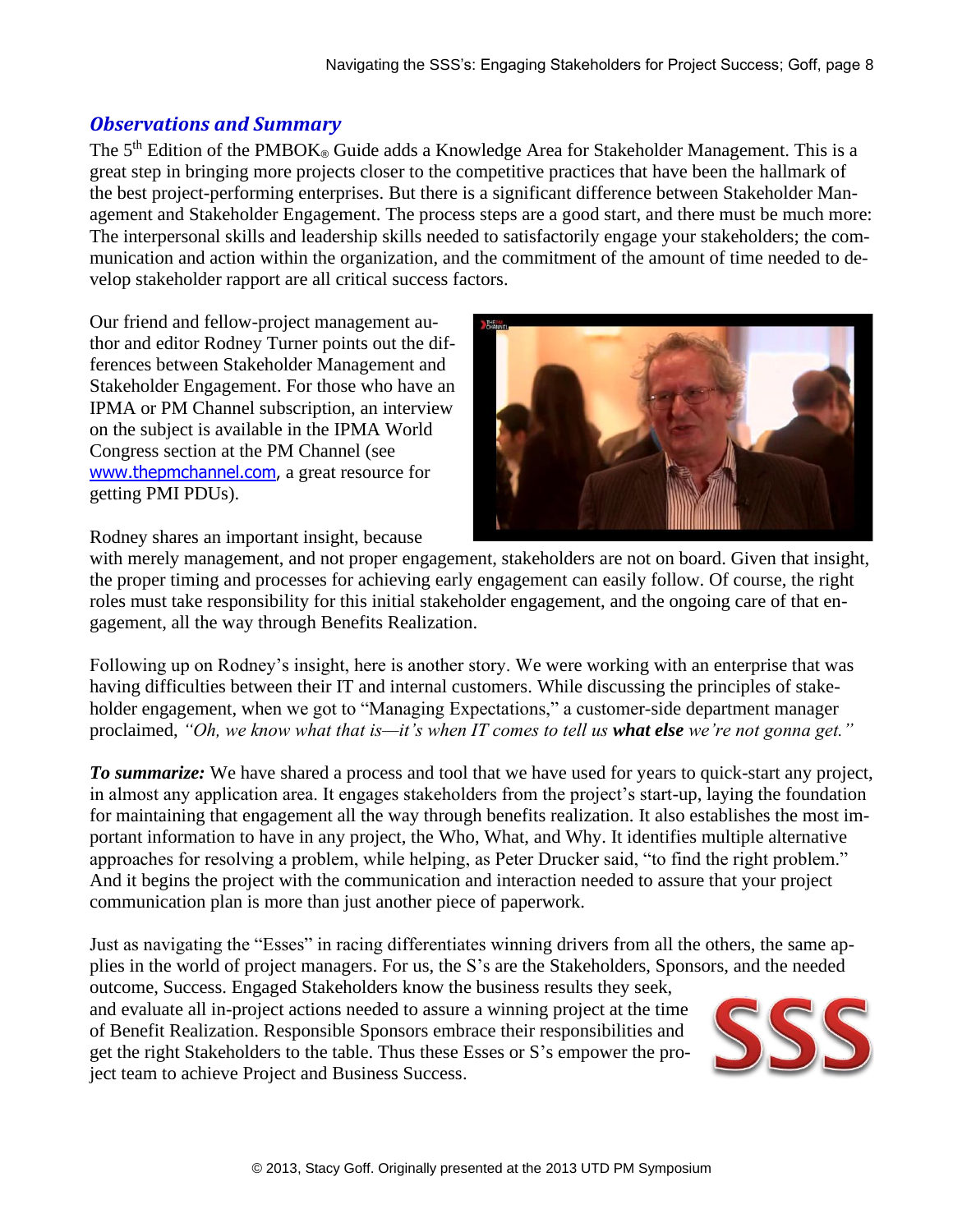## *Observations and Summary*

The 5th Edition of the PMBOK® Guide adds a Knowledge Area for Stakeholder Management. This is a great step in bringing more projects closer to the competitive practices that have been the hallmark of the best project-performing enterprises. But there is a significant difference between Stakeholder Management and Stakeholder Engagement. The process steps are a good start, and there must be much more: The interpersonal skills and leadership skills needed to satisfactorily engage your stakeholders; the communication and action within the organization, and the commitment of the amount of time needed to develop stakeholder rapport are all critical success factors.

Our friend and fellow-project management author and editor Rodney Turner points out the differences between Stakeholder Management and Stakeholder Engagement. For those who have an IPMA or PM Channel subscription, an interview on the subject is available in the IPMA World Congress section at the PM Channel (see www.thepmchannel.com, a great resource for getting PMI PDUs).

Rodney shares an important insight, because with merely management, and not proper engagement, stakeholders are not on board. Given that insight, the proper timing and processes for achieving early engagement can easily follow. Of course, the right roles must take responsibility for this initial stakeholder engagement, and the ongoing care of that engagement, all the way through Benefits Realization.

Following up on Rodney's insight, here is another story. We were working with an enterprise that was having difficulties between their IT and internal customers. While discussing the principles of stakeholder engagement, when we got to "Managing Expectations," a customer-side department manager proclaimed, *"Oh, we know what that is—it's when IT comes to tell us **what else** we're not gonna get."*

***To summarize:*** We have shared a process and tool that we have used for years to quick-start any project, in almost any application area. It engages stakeholders from the project's start-up, laying the foundation for maintaining that engagement all the way through benefits realization. It also establishes the most important information to have in any project, the Who, What, and Why. It identifies multiple alternative approaches for resolving a problem, while helping, as Peter Drucker said, "to find the right problem." And it begins the project with the communication and interaction needed to assure that your project communication plan is more than just another piece of paperwork.

Just as navigating the "Esses" in racing differentiates winning drivers from all the others, the same applies in the world of project managers. For us, the S's are the Stakeholders, Sponsors, and the needed outcome, Success. Engaged Stakeholders know the business results they seek, and evaluate all in-project actions needed to assure a winning project at the time of Benefit Realization. Responsible Sponsors embrace their responsibilities and get the right Stakeholders to the table. Thus these Esses or S's empower the project team to achieve Project and Business Success.

© 2013, Stacy Goff. Originally presented at the 2013 UTD PM Symposium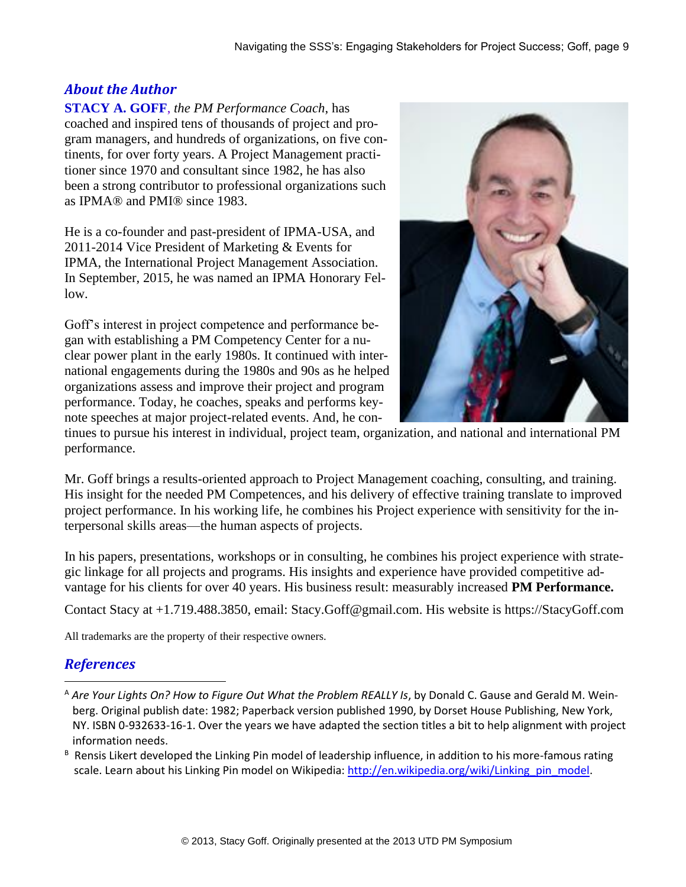## *About the Author*

**STACY A. GOFF**, *the PM Performance Coach*, has coached and inspired tens of thousands of project and program managers, and hundreds of organizations, on five continents, for over forty years. A Project Management practitioner since 1970 and consultant since 1982, he has also been a strong contributor to professional organizations such as IPMA® and PMI® since 1983.

He is a co-founder and past-president of IPMA-USA, and 2011-2014 Vice President of Marketing & Events for IPMA, the International Project Management Association. In September, 2015, he was named an IPMA Honorary Fellow.

Goff's interest in project competence and performance began with establishing a PM Competency Center for a nuclear power plant in the early 1980s. It continued with international engagements during the 1980s and 90s as he helped organizations assess and improve their project and program performance. Today, he coaches, speaks and performs keynote speeches at major project-related events. And, he continues to pursue his interest in individual, project team, organization, and national and international PM performance.

Mr. Goff brings a results-oriented approach to Project Management coaching, consulting, and training. His insight for the needed PM Competences, and his delivery of effective training translate to improved project performance. In his working life, he combines his Project experience with sensitivity for the interpersonal skills areas—the human aspects of projects.

In his papers, presentations, workshops or in consulting, he combines his project experience with strategic linkage for all projects and programs. His insights and experience have provided competitive advantage for his clients for over 40 years. His business result: measurably increased **PM Performance.**

Contact Stacy at +1.719.488.3850, email: Stacy.Goff@gmail.com. His website is https://StacyGoff.com

All trademarks are the property of their respective owners.

## *References*

[A] *Are Your Lights On? How to Figure Out What the Problem REALLY Is*, by Donald C. Gause and Gerald M. Weinberg. Original publish date: 1982; Paperback version published 1990, by Dorset House Publishing, New York, NY. ISBN 0-932633-16-1. Over the years we have adapted the section titles a bit to help alignment with project information needs.

[B] Rensis Likert developed the Linking Pin model of leadership influence, in addition to his more-famous rating scale. Learn about his Linking Pin model on Wikipedia: http://en.wikipedia.org/wiki/Linking_pin_model.

© 2013, Stacy Goff. Originally presented at the 2013 UTD PM Symposium